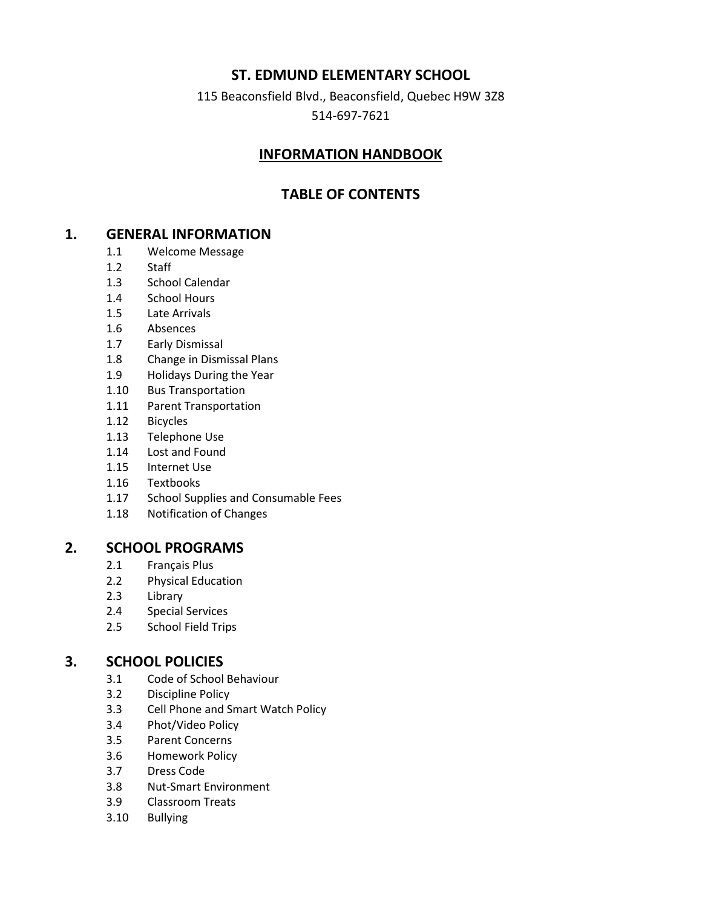# ST. EDMUND ELEMENTARY SCHOOL

115 Beaconsfield Blvd., Beaconsfield, Quebec H9W 3Z8

514-697-7621

## INFORMATION HANDBOOK

## TABLE OF CONTENTS

### 1. GENERAL INFORMATION

- 1.1 Welcome Message
- 1.2 Staff
- 1.3 School Calendar
- 1.4 School Hours
- 1.5 Late Arrivals
- 1.6 Absences
- 1.7 Early Dismissal
- 1.8 Change in Dismissal Plans
- 1.9 Holidays During the Year
- 1.10 Bus Transportation
- 1.11 Parent Transportation
- 1.12 Bicycles
- 1.13 Telephone Use
- 1.14 Lost and Found
- 1.15 Internet Use
- 1.16 Textbooks
- 1.17 School Supplies and Consumable Fees
- 1.18 Notification of Changes

### 2. SCHOOL PROGRAMS

- 2.1 Français Plus
- 2.2 Physical Education
- 2.3 Library
- 2.4 Special Services
- 2.5 School Field Trips

### 3. SCHOOL POLICIES

- 3.1 Code of School Behaviour
- 3.2 Discipline Policy
- 3.3 Cell Phone and Smart Watch Policy
- 3.4 Phot/Video Policy
- 3.5 Parent Concerns
- 3.6 Homework Policy
- 3.7 Dress Code
- 3.8 Nut-Smart Environment
- 3.9 Classroom Treats
- 3.10 Bullying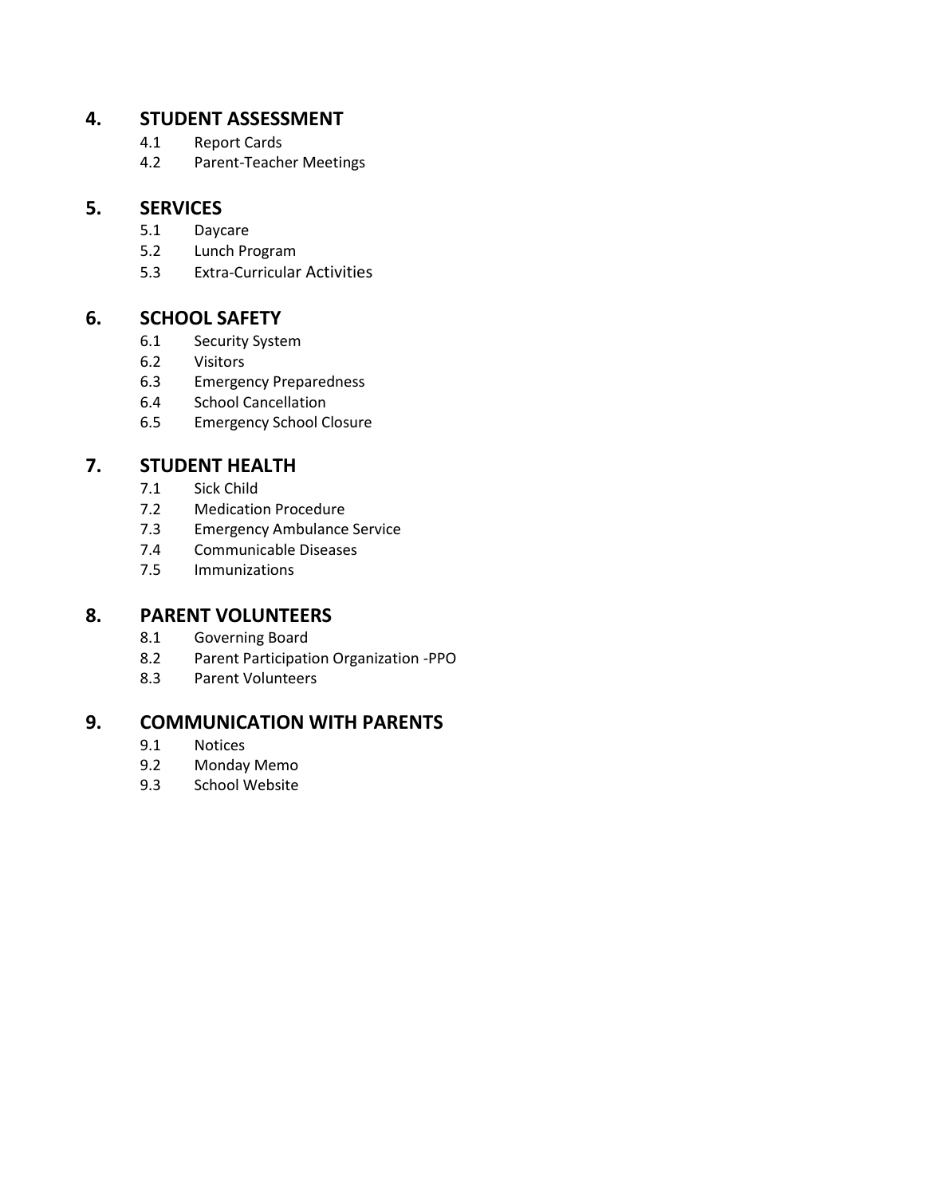## 4. STUDENT ASSESSMENT

- 4.1 Report Cards
- 4.2 Parent-Teacher Meetings

## 5. SERVICES

- 5.1 Daycare
- 5.2 Lunch Program
- 5.3 Extra-Curricular Activities

## 6. SCHOOL SAFETY

- 6.1 Security System
- 6.2 Visitors
- 6.3 Emergency Preparedness
- 6.4 School Cancellation
- 6.5 Emergency School Closure

## 7. STUDENT HEALTH

- 7.1 Sick Child
- 7.2 Medication Procedure
- 7.3 Emergency Ambulance Service
- 7.4 Communicable Diseases
- 7.5 Immunizations

## 8. PARENT VOLUNTEERS

- 8.1 Governing Board
- 8.2 Parent Participation Organization -PPO
- 8.3 Parent Volunteers

## 9. COMMUNICATION WITH PARENTS

- 9.1 Notices
- 9.2 Monday Memo
- 9.3 School Website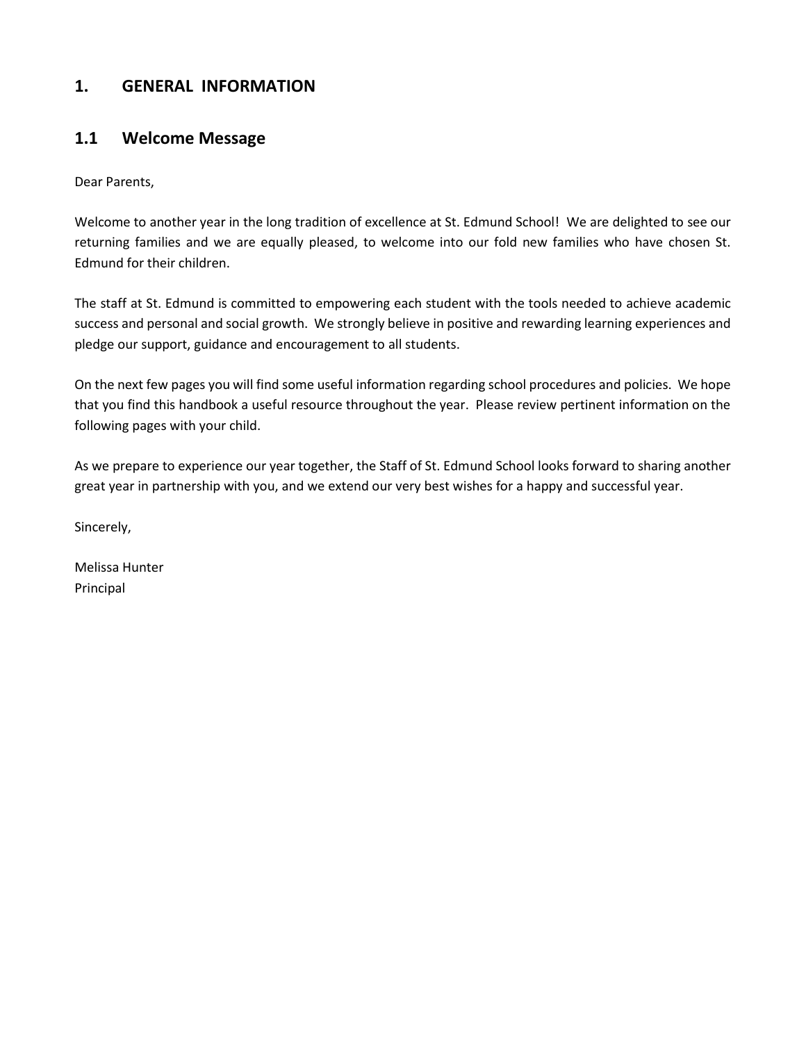# 1. GENERAL INFORMATION

## 1.1 Welcome Message

Dear Parents,

Welcome to another year in the long tradition of excellence at St. Edmund School! We are delighted to see our returning families and we are equally pleased, to welcome into our fold new families who have chosen St. Edmund for their children.

The staff at St. Edmund is committed to empowering each student with the tools needed to achieve academic success and personal and social growth. We strongly believe in positive and rewarding learning experiences and pledge our support, guidance and encouragement to all students.

On the next few pages you will find some useful information regarding school procedures and policies. We hope that you find this handbook a useful resource throughout the year. Please review pertinent information on the following pages with your child.

As we prepare to experience our year together, the Staff of St. Edmund School looks forward to sharing another great year in partnership with you, and we extend our very best wishes for a happy and successful year.

Sincerely,

Melissa Hunter
Principal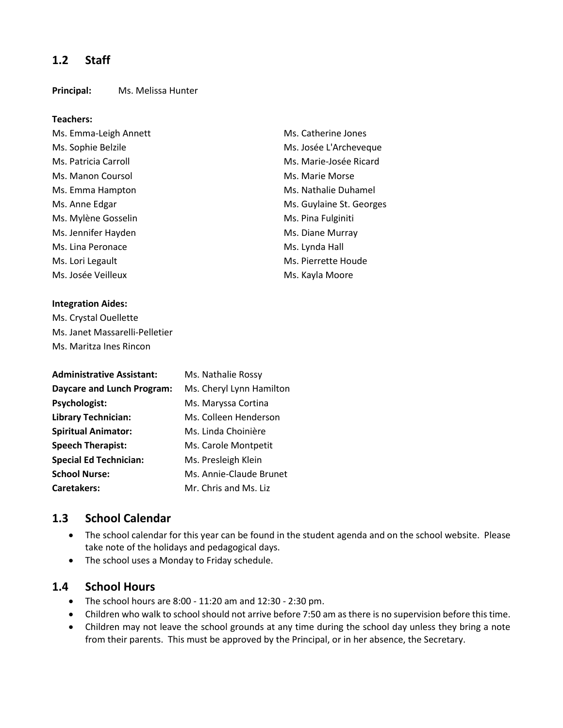## 1.2 Staff

**Principal:** Ms. Melissa Hunter

**Teachers:**

Ms. Emma-Leigh Annett
Ms. Sophie Belzile
Ms. Patricia Carroll
Ms. Manon Coursol
Ms. Emma Hampton
Ms. Anne Edgar
Ms. Mylène Gosselin
Ms. Jennifer Hayden
Ms. Lina Peronace
Ms. Lori Legault
Ms. Josée Veilleux
Ms. Catherine Jones
Ms. Josée L'Archeveque
Ms. Marie-Josée Ricard
Ms. Marie Morse
Ms. Nathalie Duhamel
Ms. Guylaine St. Georges
Ms. Pina Fulginiti
Ms. Diane Murray
Ms. Lynda Hall
Ms. Pierrette Houde
Ms. Kayla Moore

**Integration Aides:**

Ms. Crystal Ouellette
Ms. Janet Massarelli-Pelletier
Ms. Maritza Ines Rincon

**Administrative Assistant:** Ms. Nathalie Rossy
**Daycare and Lunch Program:** Ms. Cheryl Lynn Hamilton
**Psychologist:** Ms. Maryssa Cortina
**Library Technician:** Ms. Colleen Henderson
**Spiritual Animator:** Ms. Linda Choinière
**Speech Therapist:** Ms. Carole Montpetit
**Special Ed Technician:** Ms. Presleigh Klein
**School Nurse:** Ms. Annie-Claude Brunet
**Caretakers:** Mr. Chris and Ms. Liz

## 1.3 School Calendar

- The school calendar for this year can be found in the student agenda and on the school website. Please take note of the holidays and pedagogical days.
- The school uses a Monday to Friday schedule.

## 1.4 School Hours

- The school hours are 8:00 - 11:20 am and 12:30 - 2:30 pm.
- Children who walk to school should not arrive before 7:50 am as there is no supervision before this time.
- Children may not leave the school grounds at any time during the school day unless they bring a note from their parents. This must be approved by the Principal, or in her absence, the Secretary.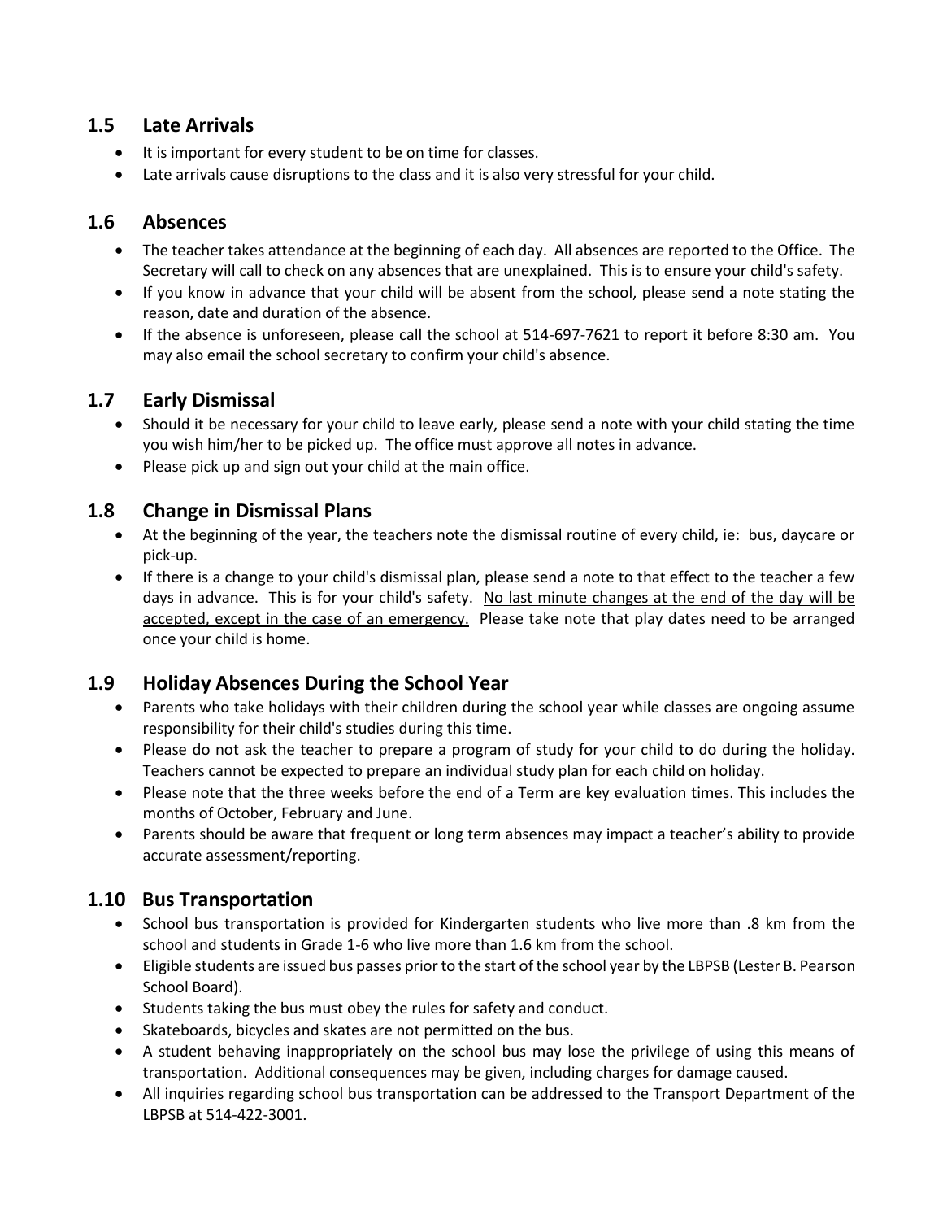## 1.5 Late Arrivals

- It is important for every student to be on time for classes.
- Late arrivals cause disruptions to the class and it is also very stressful for your child.

## 1.6 Absences

- The teacher takes attendance at the beginning of each day. All absences are reported to the Office. The Secretary will call to check on any absences that are unexplained. This is to ensure your child's safety.
- If you know in advance that your child will be absent from the school, please send a note stating the reason, date and duration of the absence.
- If the absence is unforeseen, please call the school at 514-697-7621 to report it before 8:30 am. You may also email the school secretary to confirm your child's absence.

## 1.7 Early Dismissal

- Should it be necessary for your child to leave early, please send a note with your child stating the time you wish him/her to be picked up. The office must approve all notes in advance.
- Please pick up and sign out your child at the main office.

## 1.8 Change in Dismissal Plans

- At the beginning of the year, the teachers note the dismissal routine of every child, ie: bus, daycare or pick-up.
- If there is a change to your child's dismissal plan, please send a note to that effect to the teacher a few days in advance. This is for your child's safety. <u>No last minute changes at the end of the day will be accepted, except in the case of an emergency.</u> Please take note that play dates need to be arranged once your child is home.

## 1.9 Holiday Absences During the School Year

- Parents who take holidays with their children during the school year while classes are ongoing assume responsibility for their child's studies during this time.
- Please do not ask the teacher to prepare a program of study for your child to do during the holiday. Teachers cannot be expected to prepare an individual study plan for each child on holiday.
- Please note that the three weeks before the end of a Term are key evaluation times. This includes the months of October, February and June.
- Parents should be aware that frequent or long term absences may impact a teacher's ability to provide accurate assessment/reporting.

## 1.10 Bus Transportation

- School bus transportation is provided for Kindergarten students who live more than .8 km from the school and students in Grade 1-6 who live more than 1.6 km from the school.
- Eligible students are issued bus passes prior to the start of the school year by the LBPSB (Lester B. Pearson School Board).
- Students taking the bus must obey the rules for safety and conduct.
- Skateboards, bicycles and skates are not permitted on the bus.
- A student behaving inappropriately on the school bus may lose the privilege of using this means of transportation. Additional consequences may be given, including charges for damage caused.
- All inquiries regarding school bus transportation can be addressed to the Transport Department of the LBPSB at 514-422-3001.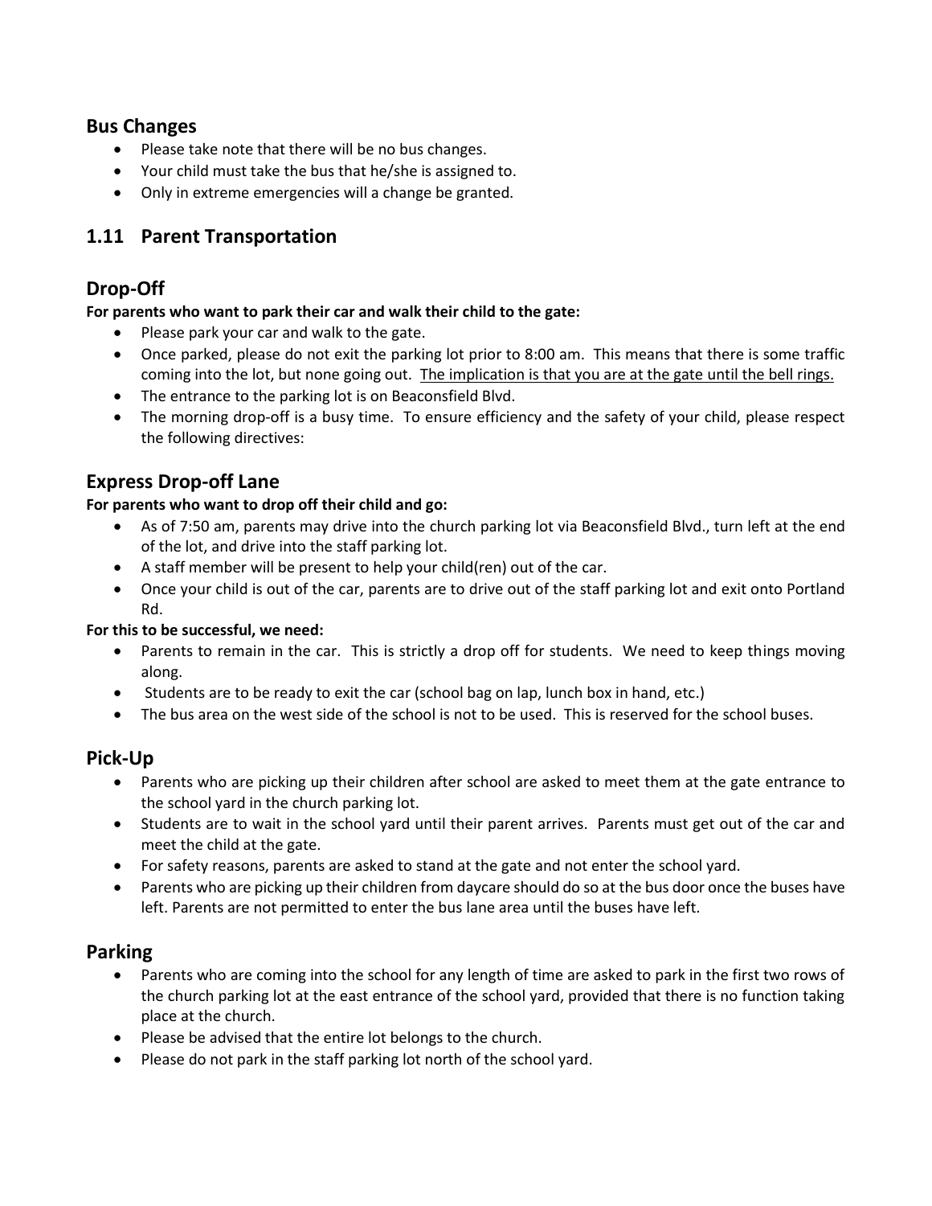## Bus Changes

- Please take note that there will be no bus changes.
- Your child must take the bus that he/she is assigned to.
- Only in extreme emergencies will a change be granted.

## 1.11 Parent Transportation

### Drop-Off

**For parents who want to park their car and walk their child to the gate:**

- Please park your car and walk to the gate.
- Once parked, please do not exit the parking lot prior to 8:00 am. This means that there is some traffic coming into the lot, but none going out. The implication is that you are at the gate until the bell rings.
- The entrance to the parking lot is on Beaconsfield Blvd.
- The morning drop-off is a busy time. To ensure efficiency and the safety of your child, please respect the following directives:

### Express Drop-off Lane

**For parents who want to drop off their child and go:**

- As of 7:50 am, parents may drive into the church parking lot via Beaconsfield Blvd., turn left at the end of the lot, and drive into the staff parking lot.
- A staff member will be present to help your child(ren) out of the car.
- Once your child is out of the car, parents are to drive out of the staff parking lot and exit onto Portland Rd.

**For this to be successful, we need:**

- Parents to remain in the car. This is strictly a drop off for students. We need to keep things moving along.
- Students are to be ready to exit the car (school bag on lap, lunch box in hand, etc.)
- The bus area on the west side of the school is not to be used. This is reserved for the school buses.

### Pick-Up

- Parents who are picking up their children after school are asked to meet them at the gate entrance to the school yard in the church parking lot.
- Students are to wait in the school yard until their parent arrives. Parents must get out of the car and meet the child at the gate.
- For safety reasons, parents are asked to stand at the gate and not enter the school yard.
- Parents who are picking up their children from daycare should do so at the bus door once the buses have left. Parents are not permitted to enter the bus lane area until the buses have left.

### Parking

- Parents who are coming into the school for any length of time are asked to park in the first two rows of the church parking lot at the east entrance of the school yard, provided that there is no function taking place at the church.
- Please be advised that the entire lot belongs to the church.
- Please do not park in the staff parking lot north of the school yard.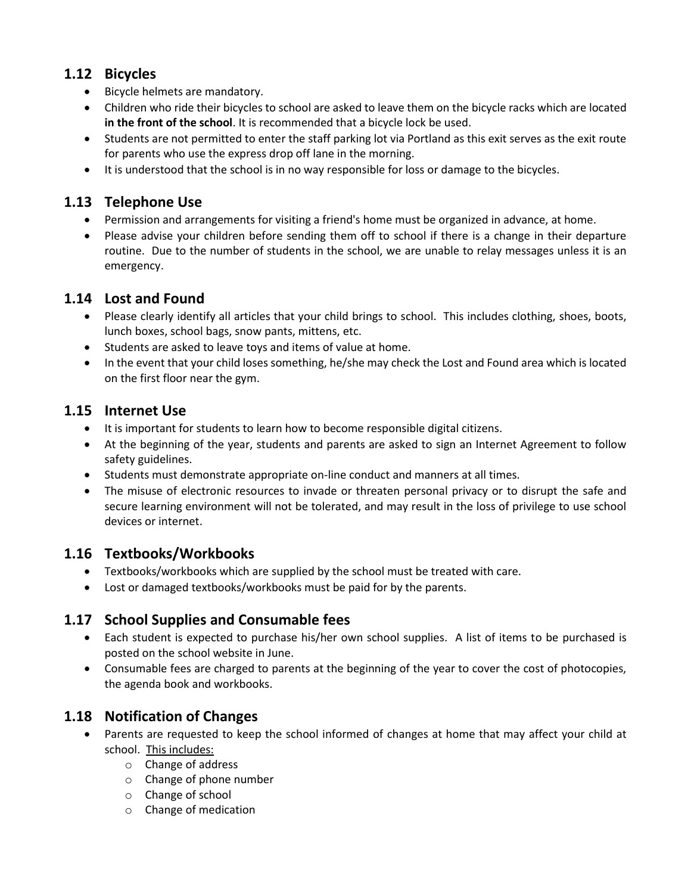## 1.12 Bicycles

- Bicycle helmets are mandatory.
- Children who ride their bicycles to school are asked to leave them on the bicycle racks which are located **in the front of the school**. It is recommended that a bicycle lock be used.
- Students are not permitted to enter the staff parking lot via Portland as this exit serves as the exit route for parents who use the express drop off lane in the morning.
- It is understood that the school is in no way responsible for loss or damage to the bicycles.

## 1.13 Telephone Use

- Permission and arrangements for visiting a friend's home must be organized in advance, at home.
- Please advise your children before sending them off to school if there is a change in their departure routine. Due to the number of students in the school, we are unable to relay messages unless it is an emergency.

## 1.14 Lost and Found

- Please clearly identify all articles that your child brings to school. This includes clothing, shoes, boots, lunch boxes, school bags, snow pants, mittens, etc.
- Students are asked to leave toys and items of value at home.
- In the event that your child loses something, he/she may check the Lost and Found area which is located on the first floor near the gym.

## 1.15 Internet Use

- It is important for students to learn how to become responsible digital citizens.
- At the beginning of the year, students and parents are asked to sign an Internet Agreement to follow safety guidelines.
- Students must demonstrate appropriate on-line conduct and manners at all times.
- The misuse of electronic resources to invade or threaten personal privacy or to disrupt the safe and secure learning environment will not be tolerated, and may result in the loss of privilege to use school devices or internet.

## 1.16 Textbooks/Workbooks

- Textbooks/workbooks which are supplied by the school must be treated with care.
- Lost or damaged textbooks/workbooks must be paid for by the parents.

## 1.17 School Supplies and Consumable fees

- Each student is expected to purchase his/her own school supplies. A list of items to be purchased is posted on the school website in June.
- Consumable fees are charged to parents at the beginning of the year to cover the cost of photocopies, the agenda book and workbooks.

## 1.18 Notification of Changes

- Parents are requested to keep the school informed of changes at home that may affect your child at school. <u>This includes:</u>
  - Change of address
  - Change of phone number
  - Change of school
  - Change of medication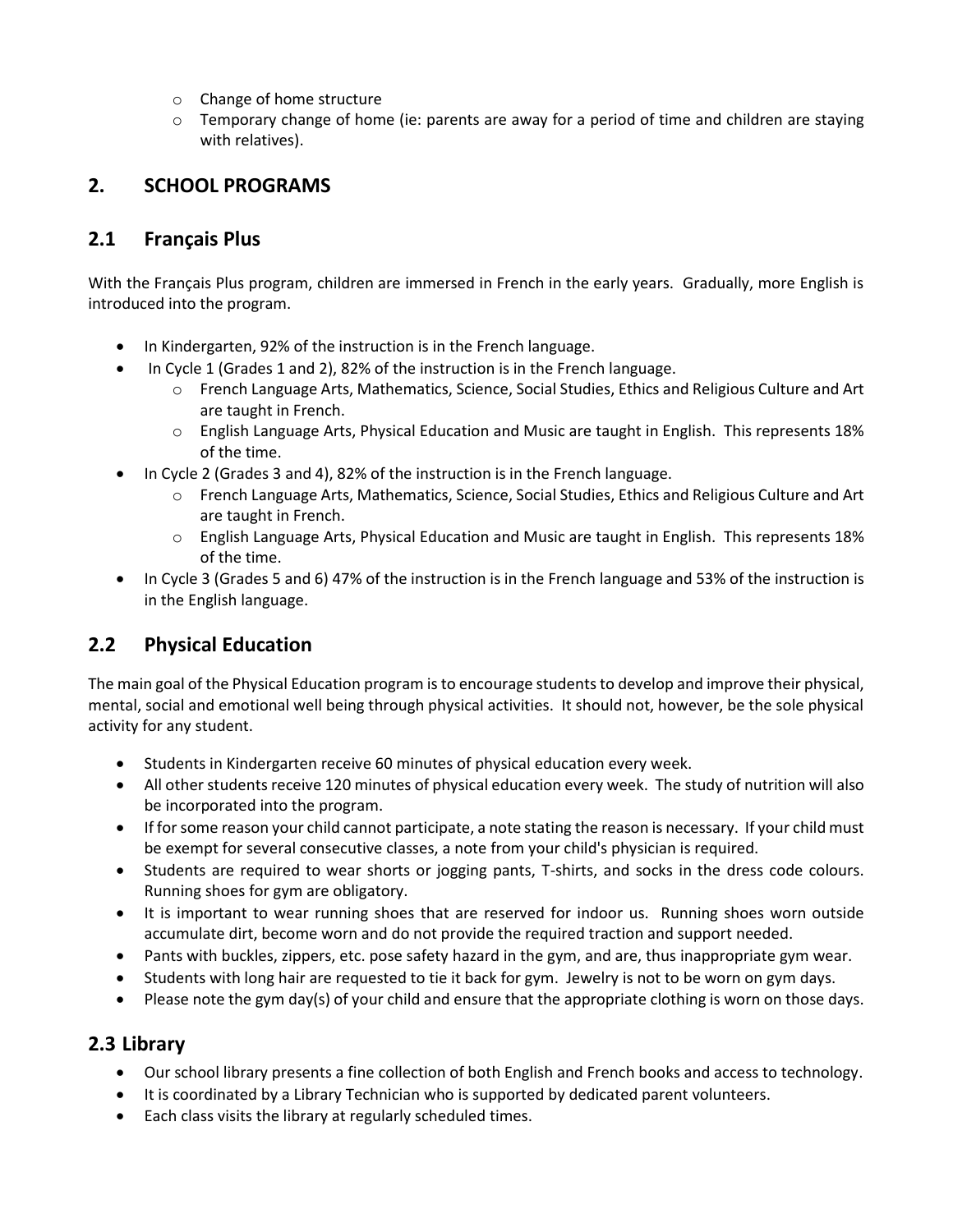- Change of home structure
- Temporary change of home (ie: parents are away for a period of time and children are staying with relatives).

## 2. SCHOOL PROGRAMS

### 2.1 Français Plus

With the Français Plus program, children are immersed in French in the early years. Gradually, more English is introduced into the program.

- In Kindergarten, 92% of the instruction is in the French language.
- In Cycle 1 (Grades 1 and 2), 82% of the instruction is in the French language.
  - French Language Arts, Mathematics, Science, Social Studies, Ethics and Religious Culture and Art are taught in French.
  - English Language Arts, Physical Education and Music are taught in English. This represents 18% of the time.
- In Cycle 2 (Grades 3 and 4), 82% of the instruction is in the French language.
  - French Language Arts, Mathematics, Science, Social Studies, Ethics and Religious Culture and Art are taught in French.
  - English Language Arts, Physical Education and Music are taught in English. This represents 18% of the time.
- In Cycle 3 (Grades 5 and 6) 47% of the instruction is in the French language and 53% of the instruction is in the English language.

### 2.2 Physical Education

The main goal of the Physical Education program is to encourage students to develop and improve their physical, mental, social and emotional well being through physical activities. It should not, however, be the sole physical activity for any student.

- Students in Kindergarten receive 60 minutes of physical education every week.
- All other students receive 120 minutes of physical education every week. The study of nutrition will also be incorporated into the program.
- If for some reason your child cannot participate, a note stating the reason is necessary. If your child must be exempt for several consecutive classes, a note from your child's physician is required.
- Students are required to wear shorts or jogging pants, T-shirts, and socks in the dress code colours. Running shoes for gym are obligatory.
- It is important to wear running shoes that are reserved for indoor us. Running shoes worn outside accumulate dirt, become worn and do not provide the required traction and support needed.
- Pants with buckles, zippers, etc. pose safety hazard in the gym, and are, thus inappropriate gym wear.
- Students with long hair are requested to tie it back for gym. Jewelry is not to be worn on gym days.
- Please note the gym day(s) of your child and ensure that the appropriate clothing is worn on those days.

### 2.3 Library

- Our school library presents a fine collection of both English and French books and access to technology.
- It is coordinated by a Library Technician who is supported by dedicated parent volunteers.
- Each class visits the library at regularly scheduled times.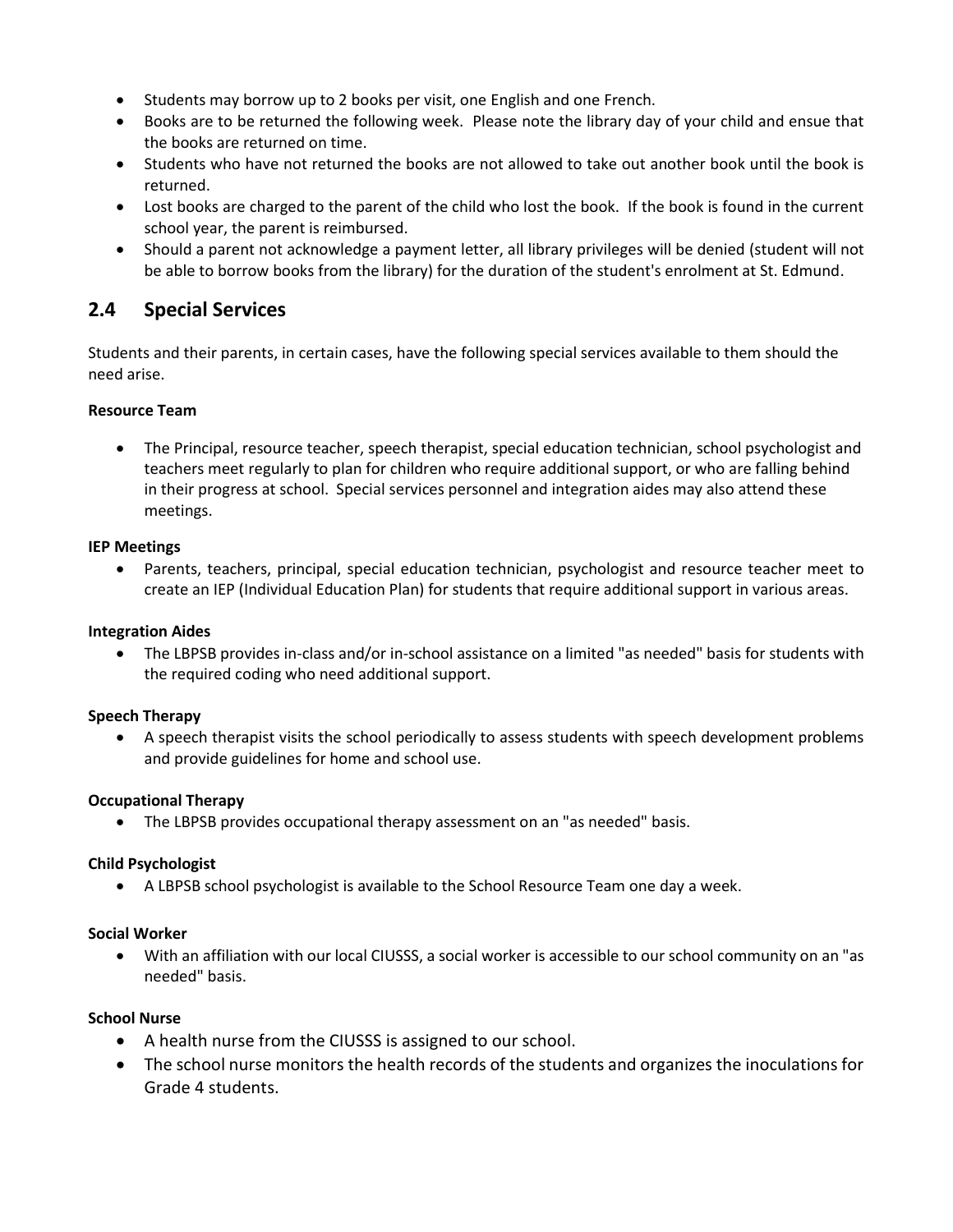- Students may borrow up to 2 books per visit, one English and one French.
- Books are to be returned the following week. Please note the library day of your child and ensue that the books are returned on time.
- Students who have not returned the books are not allowed to take out another book until the book is returned.
- Lost books are charged to the parent of the child who lost the book. If the book is found in the current school year, the parent is reimbursed.
- Should a parent not acknowledge a payment letter, all library privileges will be denied (student will not be able to borrow books from the library) for the duration of the student's enrolment at St. Edmund.

## 2.4 Special Services

Students and their parents, in certain cases, have the following special services available to them should the need arise.

**Resource Team**

- The Principal, resource teacher, speech therapist, special education technician, school psychologist and teachers meet regularly to plan for children who require additional support, or who are falling behind in their progress at school. Special services personnel and integration aides may also attend these meetings.

**IEP Meetings**

- Parents, teachers, principal, special education technician, psychologist and resource teacher meet to create an IEP (Individual Education Plan) for students that require additional support in various areas.

**Integration Aides**

- The LBPSB provides in-class and/or in-school assistance on a limited "as needed" basis for students with the required coding who need additional support.

**Speech Therapy**

- A speech therapist visits the school periodically to assess students with speech development problems and provide guidelines for home and school use.

**Occupational Therapy**

- The LBPSB provides occupational therapy assessment on an "as needed" basis.

**Child Psychologist**

- A LBPSB school psychologist is available to the School Resource Team one day a week.

**Social Worker**

- With an affiliation with our local CIUSSS, a social worker is accessible to our school community on an "as needed" basis.

**School Nurse**

- A health nurse from the CIUSSS is assigned to our school.
- The school nurse monitors the health records of the students and organizes the inoculations for Grade 4 students.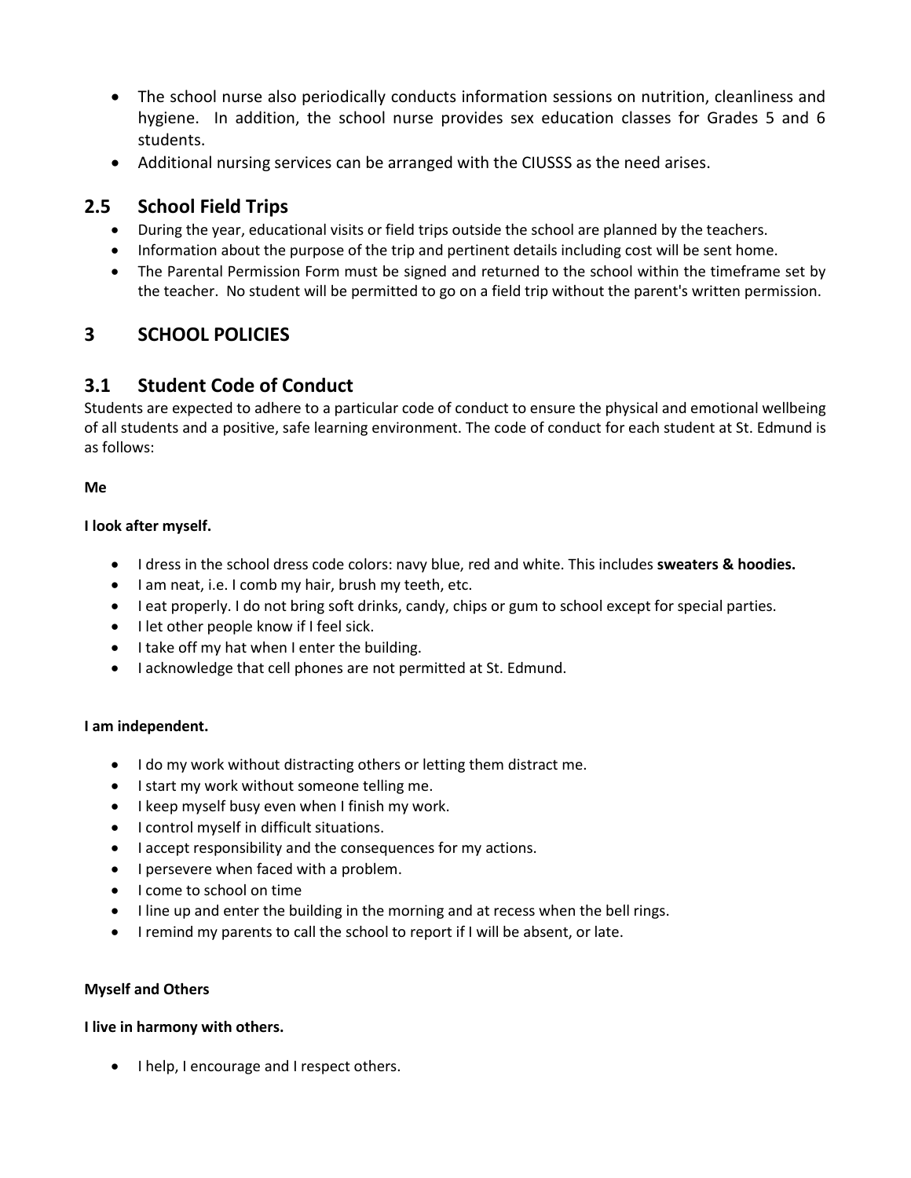- The school nurse also periodically conducts information sessions on nutrition, cleanliness and hygiene. In addition, the school nurse provides sex education classes for Grades 5 and 6 students.
- Additional nursing services can be arranged with the CIUSSS as the need arises.

## 2.5 School Field Trips

- During the year, educational visits or field trips outside the school are planned by the teachers.
- Information about the purpose of the trip and pertinent details including cost will be sent home.
- The Parental Permission Form must be signed and returned to the school within the timeframe set by the teacher. No student will be permitted to go on a field trip without the parent's written permission.

# 3 SCHOOL POLICIES

## 3.1 Student Code of Conduct

Students are expected to adhere to a particular code of conduct to ensure the physical and emotional wellbeing of all students and a positive, safe learning environment. The code of conduct for each student at St. Edmund is as follows:

**Me**

**I look after myself.**

- I dress in the school dress code colors: navy blue, red and white. This includes **sweaters & hoodies.**
- I am neat, i.e. I comb my hair, brush my teeth, etc.
- I eat properly. I do not bring soft drinks, candy, chips or gum to school except for special parties.
- I let other people know if I feel sick.
- I take off my hat when I enter the building.
- I acknowledge that cell phones are not permitted at St. Edmund.

**I am independent.**

- I do my work without distracting others or letting them distract me.
- I start my work without someone telling me.
- I keep myself busy even when I finish my work.
- I control myself in difficult situations.
- I accept responsibility and the consequences for my actions.
- I persevere when faced with a problem.
- I come to school on time
- I line up and enter the building in the morning and at recess when the bell rings.
- I remind my parents to call the school to report if I will be absent, or late.

**Myself and Others**

**I live in harmony with others.**

- I help, I encourage and I respect others.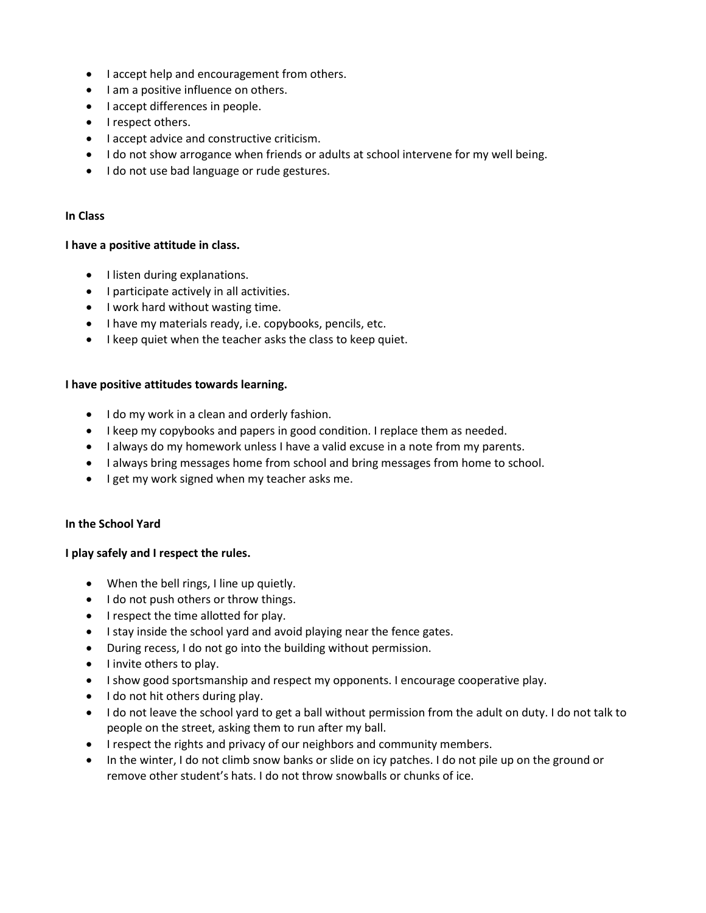- I accept help and encouragement from others.
- I am a positive influence on others.
- I accept differences in people.
- I respect others.
- I accept advice and constructive criticism.
- I do not show arrogance when friends or adults at school intervene for my well being.
- I do not use bad language or rude gestures.

**In Class**

**I have a positive attitude in class.**

- I listen during explanations.
- I participate actively in all activities.
- I work hard without wasting time.
- I have my materials ready, i.e. copybooks, pencils, etc.
- I keep quiet when the teacher asks the class to keep quiet.

**I have positive attitudes towards learning.**

- I do my work in a clean and orderly fashion.
- I keep my copybooks and papers in good condition. I replace them as needed.
- I always do my homework unless I have a valid excuse in a note from my parents.
- I always bring messages home from school and bring messages from home to school.
- I get my work signed when my teacher asks me.

**In the School Yard**

**I play safely and I respect the rules.**

- When the bell rings, I line up quietly.
- I do not push others or throw things.
- I respect the time allotted for play.
- I stay inside the school yard and avoid playing near the fence gates.
- During recess, I do not go into the building without permission.
- I invite others to play.
- I show good sportsmanship and respect my opponents. I encourage cooperative play.
- I do not hit others during play.
- I do not leave the school yard to get a ball without permission from the adult on duty. I do not talk to people on the street, asking them to run after my ball.
- I respect the rights and privacy of our neighbors and community members.
- In the winter, I do not climb snow banks or slide on icy patches. I do not pile up on the ground or remove other student's hats. I do not throw snowballs or chunks of ice.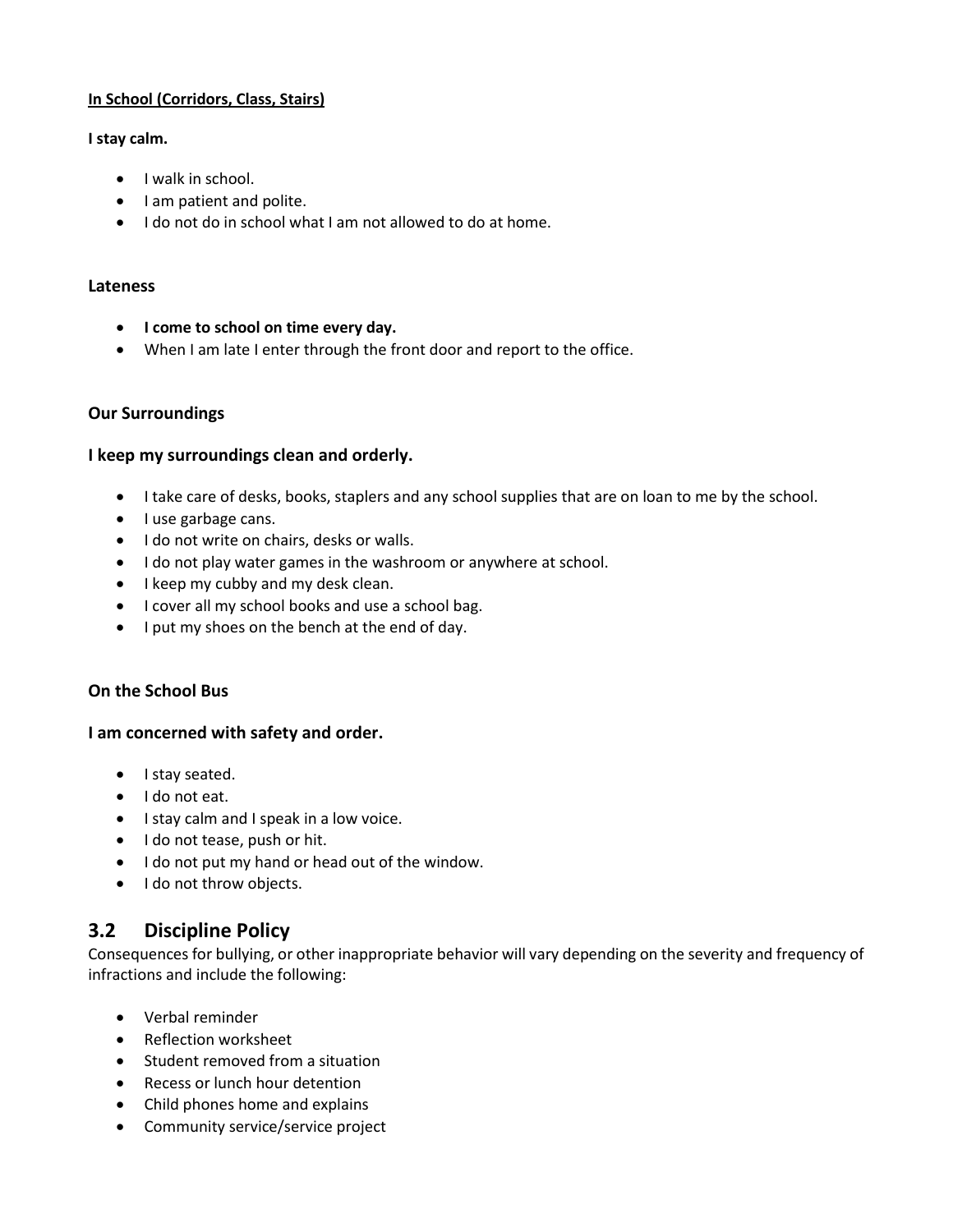**In School (Corridors, Class, Stairs)**

**I stay calm.**

- I walk in school.
- I am patient and polite.
- I do not do in school what I am not allowed to do at home.

**Lateness**

- **I come to school on time every day.**
- When I am late I enter through the front door and report to the office.

**Our Surroundings**

**I keep my surroundings clean and orderly.**

- I take care of desks, books, staplers and any school supplies that are on loan to me by the school.
- I use garbage cans.
- I do not write on chairs, desks or walls.
- I do not play water games in the washroom or anywhere at school.
- I keep my cubby and my desk clean.
- I cover all my school books and use a school bag.
- I put my shoes on the bench at the end of day.

**On the School Bus**

**I am concerned with safety and order.**

- I stay seated.
- I do not eat.
- I stay calm and I speak in a low voice.
- I do not tease, push or hit.
- I do not put my hand or head out of the window.
- I do not throw objects.

## 3.2 Discipline Policy

Consequences for bullying, or other inappropriate behavior will vary depending on the severity and frequency of infractions and include the following:

- Verbal reminder
- Reflection worksheet
- Student removed from a situation
- Recess or lunch hour detention
- Child phones home and explains
- Community service/service project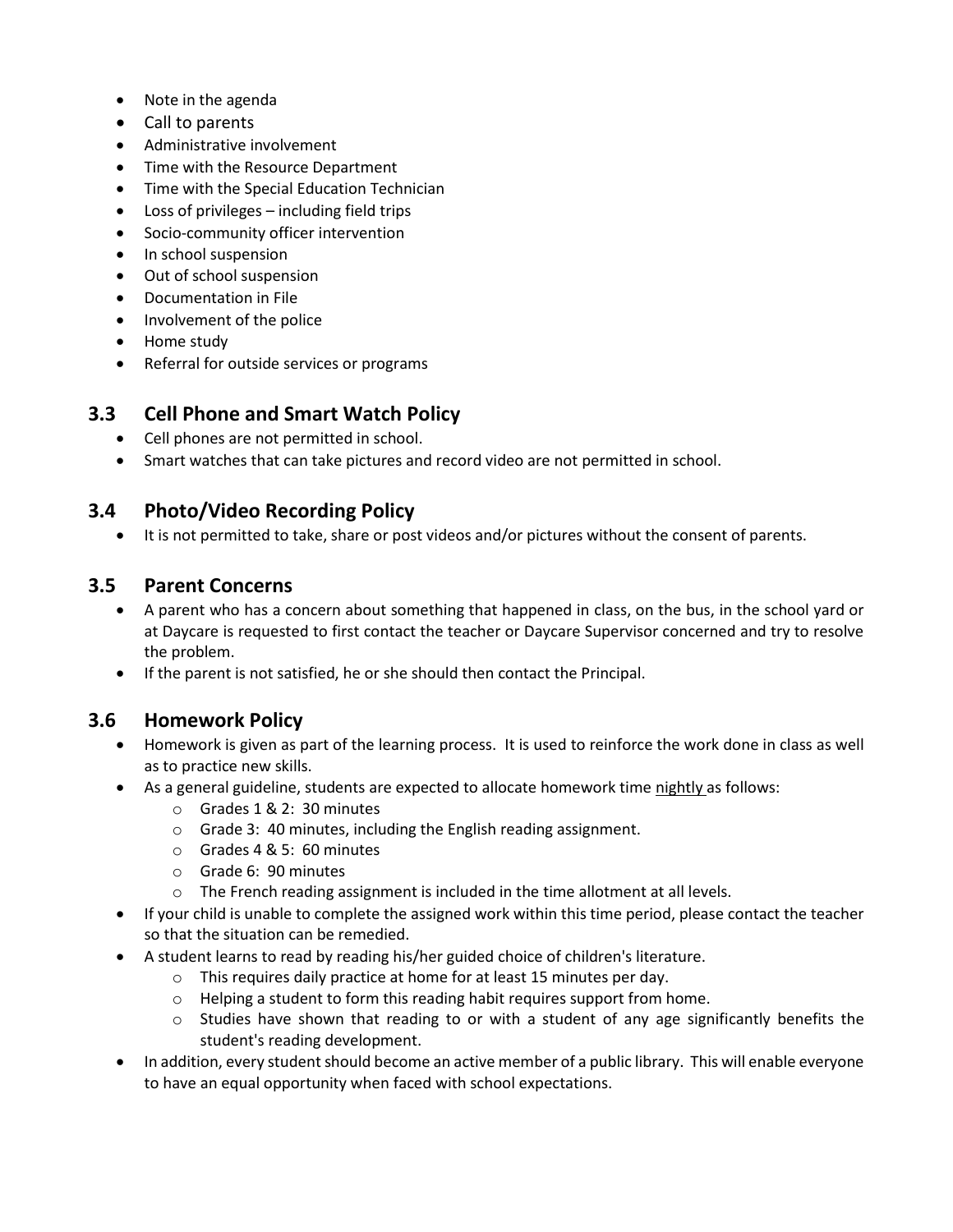- Note in the agenda
- Call to parents
- Administrative involvement
- Time with the Resource Department
- Time with the Special Education Technician
- Loss of privileges – including field trips
- Socio-community officer intervention
- In school suspension
- Out of school suspension
- Documentation in File
- Involvement of the police
- Home study
- Referral for outside services or programs

## 3.3 Cell Phone and Smart Watch Policy

- Cell phones are not permitted in school.
- Smart watches that can take pictures and record video are not permitted in school.

## 3.4 Photo/Video Recording Policy

- It is not permitted to take, share or post videos and/or pictures without the consent of parents.

## 3.5 Parent Concerns

- A parent who has a concern about something that happened in class, on the bus, in the school yard or at Daycare is requested to first contact the teacher or Daycare Supervisor concerned and try to resolve the problem.
- If the parent is not satisfied, he or she should then contact the Principal.

## 3.6 Homework Policy

- Homework is given as part of the learning process. It is used to reinforce the work done in class as well as to practice new skills.
- As a general guideline, students are expected to allocate homework time <u>nightly</u> as follows:
  - Grades 1 & 2: 30 minutes
  - Grade 3: 40 minutes, including the English reading assignment.
  - Grades 4 & 5: 60 minutes
  - Grade 6: 90 minutes
  - The French reading assignment is included in the time allotment at all levels.
- If your child is unable to complete the assigned work within this time period, please contact the teacher so that the situation can be remedied.
- A student learns to read by reading his/her guided choice of children's literature.
  - This requires daily practice at home for at least 15 minutes per day.
  - Helping a student to form this reading habit requires support from home.
  - Studies have shown that reading to or with a student of any age significantly benefits the student's reading development.
- In addition, every student should become an active member of a public library. This will enable everyone to have an equal opportunity when faced with school expectations.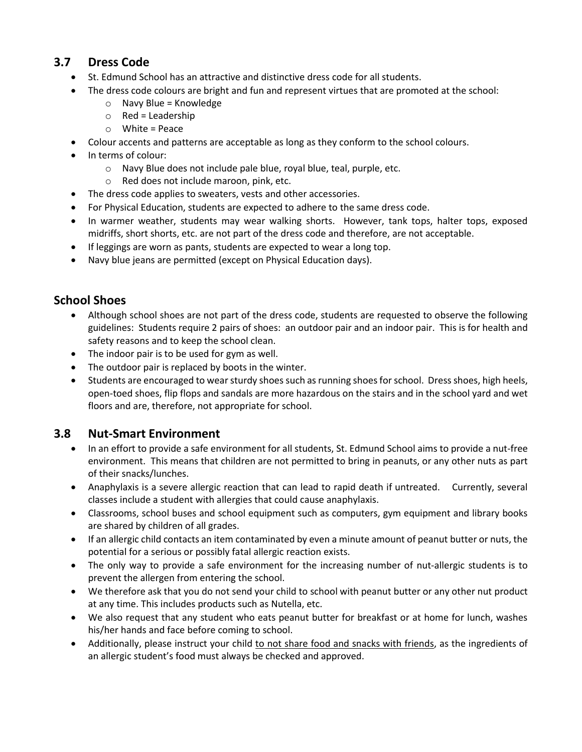## 3.7 Dress Code

- St. Edmund School has an attractive and distinctive dress code for all students.
- The dress code colours are bright and fun and represent virtues that are promoted at the school:
  - Navy Blue = Knowledge
  - Red = Leadership
  - White = Peace
- Colour accents and patterns are acceptable as long as they conform to the school colours.
- In terms of colour:
  - Navy Blue does not include pale blue, royal blue, teal, purple, etc.
  - Red does not include maroon, pink, etc.
- The dress code applies to sweaters, vests and other accessories.
- For Physical Education, students are expected to adhere to the same dress code.
- In warmer weather, students may wear walking shorts. However, tank tops, halter tops, exposed midriffs, short shorts, etc. are not part of the dress code and therefore, are not acceptable.
- If leggings are worn as pants, students are expected to wear a long top.
- Navy blue jeans are permitted (except on Physical Education days).

## School Shoes

- Although school shoes are not part of the dress code, students are requested to observe the following guidelines: Students require 2 pairs of shoes: an outdoor pair and an indoor pair. This is for health and safety reasons and to keep the school clean.
- The indoor pair is to be used for gym as well.
- The outdoor pair is replaced by boots in the winter.
- Students are encouraged to wear sturdy shoes such as running shoes for school. Dress shoes, high heels, open-toed shoes, flip flops and sandals are more hazardous on the stairs and in the school yard and wet floors and are, therefore, not appropriate for school.

## 3.8 Nut-Smart Environment

- In an effort to provide a safe environment for all students, St. Edmund School aims to provide a nut-free environment. This means that children are not permitted to bring in peanuts, or any other nuts as part of their snacks/lunches.
- Anaphylaxis is a severe allergic reaction that can lead to rapid death if untreated. Currently, several classes include a student with allergies that could cause anaphylaxis.
- Classrooms, school buses and school equipment such as computers, gym equipment and library books are shared by children of all grades.
- If an allergic child contacts an item contaminated by even a minute amount of peanut butter or nuts, the potential for a serious or possibly fatal allergic reaction exists.
- The only way to provide a safe environment for the increasing number of nut-allergic students is to prevent the allergen from entering the school.
- We therefore ask that you do not send your child to school with peanut butter or any other nut product at any time. This includes products such as Nutella, etc.
- We also request that any student who eats peanut butter for breakfast or at home for lunch, washes his/her hands and face before coming to school.
- Additionally, please instruct your child to not share food and snacks with friends, as the ingredients of an allergic student's food must always be checked and approved.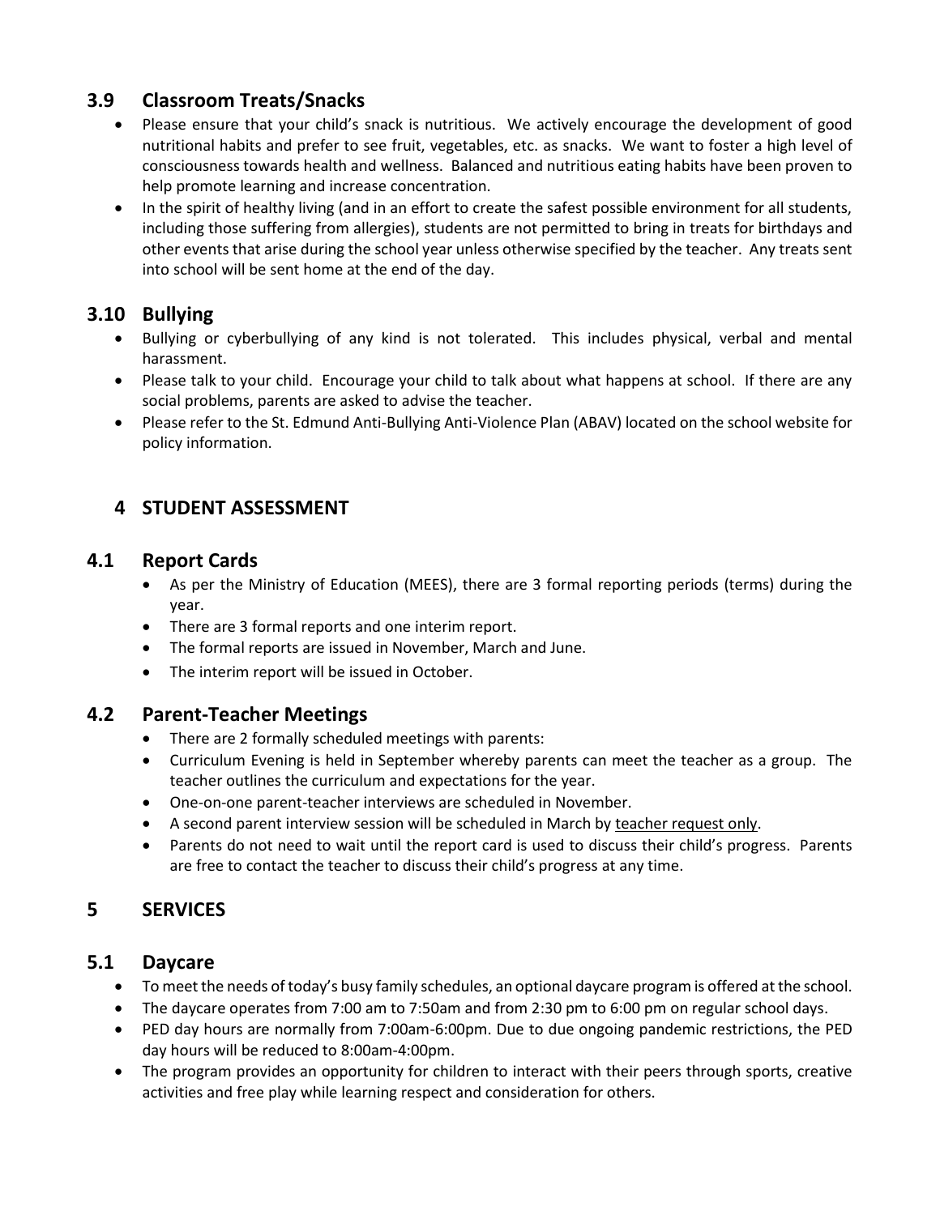## 3.9 Classroom Treats/Snacks

- Please ensure that your child's snack is nutritious. We actively encourage the development of good nutritional habits and prefer to see fruit, vegetables, etc. as snacks. We want to foster a high level of consciousness towards health and wellness. Balanced and nutritious eating habits have been proven to help promote learning and increase concentration.
- In the spirit of healthy living (and in an effort to create the safest possible environment for all students, including those suffering from allergies), students are not permitted to bring in treats for birthdays and other events that arise during the school year unless otherwise specified by the teacher. Any treats sent into school will be sent home at the end of the day.

## 3.10 Bullying

- Bullying or cyberbullying of any kind is not tolerated. This includes physical, verbal and mental harassment.
- Please talk to your child. Encourage your child to talk about what happens at school. If there are any social problems, parents are asked to advise the teacher.
- Please refer to the St. Edmund Anti-Bullying Anti-Violence Plan (ABAV) located on the school website for policy information.

# 4 STUDENT ASSESSMENT

## 4.1 Report Cards

- As per the Ministry of Education (MEES), there are 3 formal reporting periods (terms) during the year.
- There are 3 formal reports and one interim report.
- The formal reports are issued in November, March and June.
- The interim report will be issued in October.

## 4.2 Parent-Teacher Meetings

- There are 2 formally scheduled meetings with parents:
- Curriculum Evening is held in September whereby parents can meet the teacher as a group. The teacher outlines the curriculum and expectations for the year.
- One-on-one parent-teacher interviews are scheduled in November.
- A second parent interview session will be scheduled in March by <u>teacher request only</u>.
- Parents do not need to wait until the report card is used to discuss their child's progress. Parents are free to contact the teacher to discuss their child's progress at any time.

# 5 SERVICES

## 5.1 Daycare

- To meet the needs of today's busy family schedules, an optional daycare program is offered at the school.
- The daycare operates from 7:00 am to 7:50am and from 2:30 pm to 6:00 pm on regular school days.
- PED day hours are normally from 7:00am-6:00pm. Due to due ongoing pandemic restrictions, the PED day hours will be reduced to 8:00am-4:00pm.
- The program provides an opportunity for children to interact with their peers through sports, creative activities and free play while learning respect and consideration for others.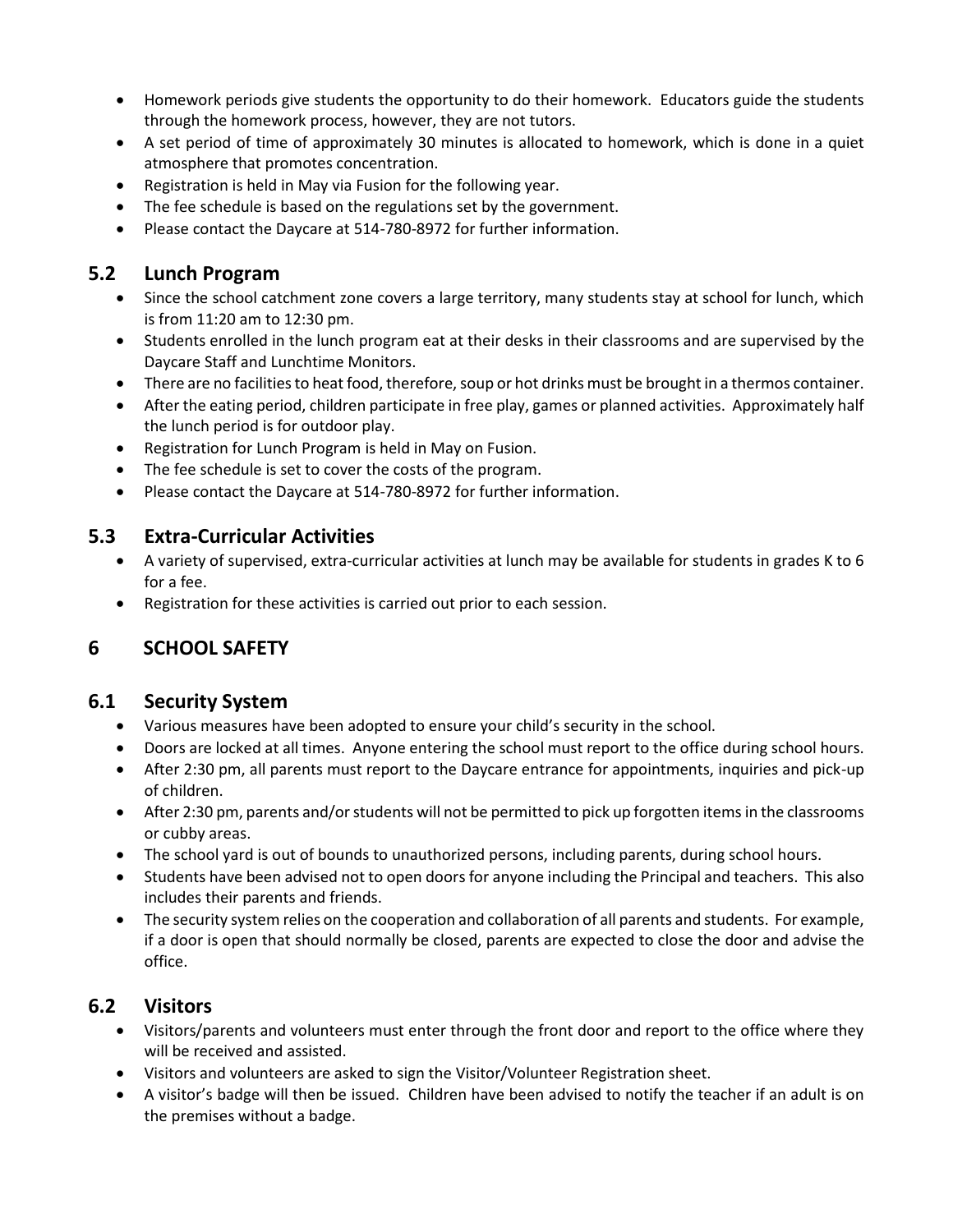- Homework periods give students the opportunity to do their homework. Educators guide the students through the homework process, however, they are not tutors.
- A set period of time of approximately 30 minutes is allocated to homework, which is done in a quiet atmosphere that promotes concentration.
- Registration is held in May via Fusion for the following year.
- The fee schedule is based on the regulations set by the government.
- Please contact the Daycare at 514-780-8972 for further information.

## 5.2 Lunch Program

- Since the school catchment zone covers a large territory, many students stay at school for lunch, which is from 11:20 am to 12:30 pm.
- Students enrolled in the lunch program eat at their desks in their classrooms and are supervised by the Daycare Staff and Lunchtime Monitors.
- There are no facilities to heat food, therefore, soup or hot drinks must be brought in a thermos container.
- After the eating period, children participate in free play, games or planned activities. Approximately half the lunch period is for outdoor play.
- Registration for Lunch Program is held in May on Fusion.
- The fee schedule is set to cover the costs of the program.
- Please contact the Daycare at 514-780-8972 for further information.

## 5.3 Extra-Curricular Activities

- A variety of supervised, extra-curricular activities at lunch may be available for students in grades K to 6 for a fee.
- Registration for these activities is carried out prior to each session.

# 6 SCHOOL SAFETY

## 6.1 Security System

- Various measures have been adopted to ensure your child's security in the school.
- Doors are locked at all times. Anyone entering the school must report to the office during school hours.
- After 2:30 pm, all parents must report to the Daycare entrance for appointments, inquiries and pick-up of children.
- After 2:30 pm, parents and/or students will not be permitted to pick up forgotten items in the classrooms or cubby areas.
- The school yard is out of bounds to unauthorized persons, including parents, during school hours.
- Students have been advised not to open doors for anyone including the Principal and teachers. This also includes their parents and friends.
- The security system relies on the cooperation and collaboration of all parents and students. For example, if a door is open that should normally be closed, parents are expected to close the door and advise the office.

## 6.2 Visitors

- Visitors/parents and volunteers must enter through the front door and report to the office where they will be received and assisted.
- Visitors and volunteers are asked to sign the Visitor/Volunteer Registration sheet.
- A visitor's badge will then be issued. Children have been advised to notify the teacher if an adult is on the premises without a badge.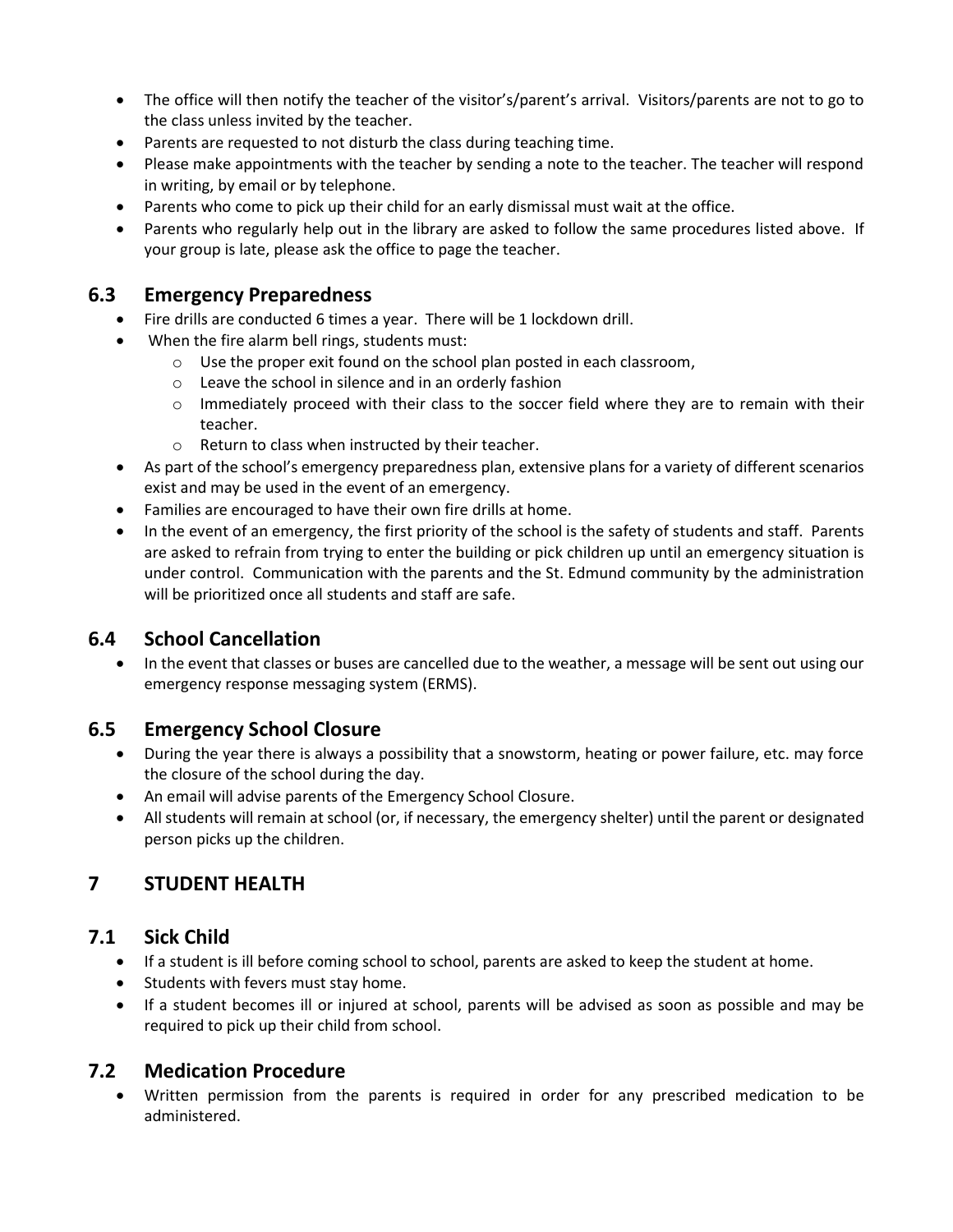- The office will then notify the teacher of the visitor's/parent's arrival. Visitors/parents are not to go to the class unless invited by the teacher.
- Parents are requested to not disturb the class during teaching time.
- Please make appointments with the teacher by sending a note to the teacher. The teacher will respond in writing, by email or by telephone.
- Parents who come to pick up their child for an early dismissal must wait at the office.
- Parents who regularly help out in the library are asked to follow the same procedures listed above. If your group is late, please ask the office to page the teacher.

## 6.3 Emergency Preparedness

- Fire drills are conducted 6 times a year. There will be 1 lockdown drill.
- When the fire alarm bell rings, students must:
  - Use the proper exit found on the school plan posted in each classroom,
  - Leave the school in silence and in an orderly fashion
  - Immediately proceed with their class to the soccer field where they are to remain with their teacher.
  - Return to class when instructed by their teacher.
- As part of the school's emergency preparedness plan, extensive plans for a variety of different scenarios exist and may be used in the event of an emergency.
- Families are encouraged to have their own fire drills at home.
- In the event of an emergency, the first priority of the school is the safety of students and staff. Parents are asked to refrain from trying to enter the building or pick children up until an emergency situation is under control. Communication with the parents and the St. Edmund community by the administration will be prioritized once all students and staff are safe.

## 6.4 School Cancellation

- In the event that classes or buses are cancelled due to the weather, a message will be sent out using our emergency response messaging system (ERMS).

## 6.5 Emergency School Closure

- During the year there is always a possibility that a snowstorm, heating or power failure, etc. may force the closure of the school during the day.
- An email will advise parents of the Emergency School Closure.
- All students will remain at school (or, if necessary, the emergency shelter) until the parent or designated person picks up the children.

# 7 STUDENT HEALTH

## 7.1 Sick Child

- If a student is ill before coming school to school, parents are asked to keep the student at home.
- Students with fevers must stay home.
- If a student becomes ill or injured at school, parents will be advised as soon as possible and may be required to pick up their child from school.

## 7.2 Medication Procedure

- Written permission from the parents is required in order for any prescribed medication to be administered.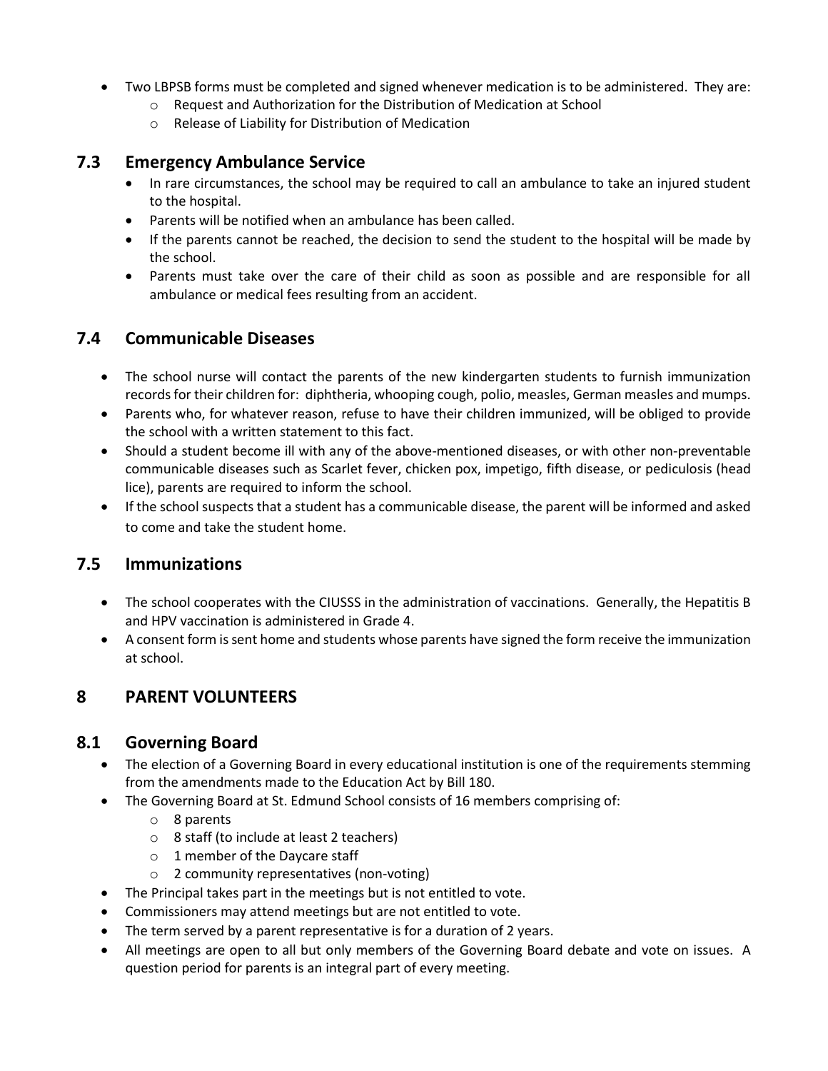- Two LBPSB forms must be completed and signed whenever medication is to be administered. They are:
  - Request and Authorization for the Distribution of Medication at School
  - Release of Liability for Distribution of Medication

## 7.3 Emergency Ambulance Service

- In rare circumstances, the school may be required to call an ambulance to take an injured student to the hospital.
- Parents will be notified when an ambulance has been called.
- If the parents cannot be reached, the decision to send the student to the hospital will be made by the school.
- Parents must take over the care of their child as soon as possible and are responsible for all ambulance or medical fees resulting from an accident.

## 7.4 Communicable Diseases

- The school nurse will contact the parents of the new kindergarten students to furnish immunization records for their children for: diphtheria, whooping cough, polio, measles, German measles and mumps.
- Parents who, for whatever reason, refuse to have their children immunized, will be obliged to provide the school with a written statement to this fact.
- Should a student become ill with any of the above-mentioned diseases, or with other non-preventable communicable diseases such as Scarlet fever, chicken pox, impetigo, fifth disease, or pediculosis (head lice), parents are required to inform the school.
- If the school suspects that a student has a communicable disease, the parent will be informed and asked to come and take the student home.

## 7.5 Immunizations

- The school cooperates with the CIUSSS in the administration of vaccinations. Generally, the Hepatitis B and HPV vaccination is administered in Grade 4.
- A consent form is sent home and students whose parents have signed the form receive the immunization at school.

# 8 PARENT VOLUNTEERS

## 8.1 Governing Board

- The election of a Governing Board in every educational institution is one of the requirements stemming from the amendments made to the Education Act by Bill 180.
- The Governing Board at St. Edmund School consists of 16 members comprising of:
  - 8 parents
  - 8 staff (to include at least 2 teachers)
  - 1 member of the Daycare staff
  - 2 community representatives (non-voting)
- The Principal takes part in the meetings but is not entitled to vote.
- Commissioners may attend meetings but are not entitled to vote.
- The term served by a parent representative is for a duration of 2 years.
- All meetings are open to all but only members of the Governing Board debate and vote on issues. A question period for parents is an integral part of every meeting.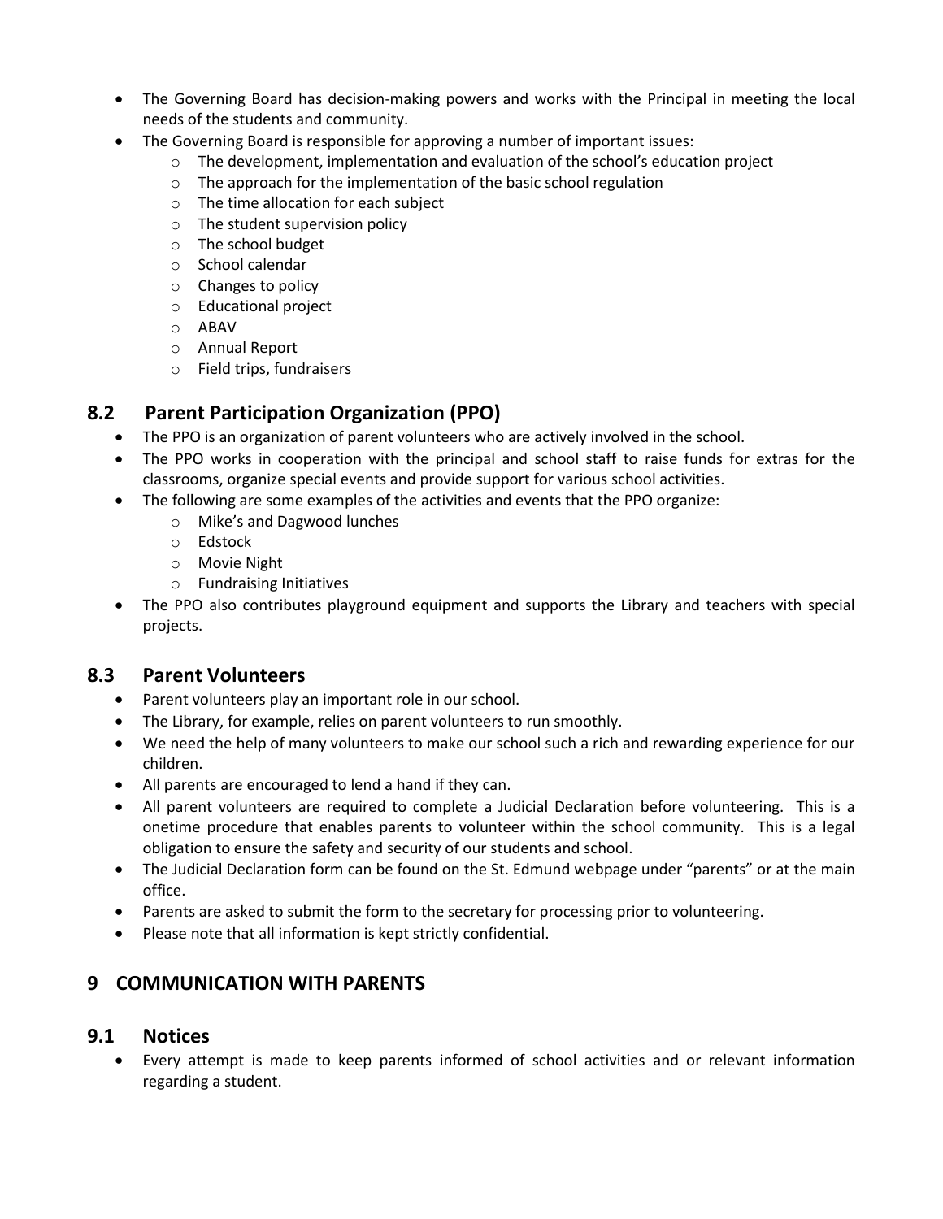- The Governing Board has decision-making powers and works with the Principal in meeting the local needs of the students and community.
- The Governing Board is responsible for approving a number of important issues:
  - The development, implementation and evaluation of the school's education project
  - The approach for the implementation of the basic school regulation
  - The time allocation for each subject
  - The student supervision policy
  - The school budget
  - School calendar
  - Changes to policy
  - Educational project
  - ABAV
  - Annual Report
  - Field trips, fundraisers

## 8.2 Parent Participation Organization (PPO)

- The PPO is an organization of parent volunteers who are actively involved in the school.
- The PPO works in cooperation with the principal and school staff to raise funds for extras for the classrooms, organize special events and provide support for various school activities.
- The following are some examples of the activities and events that the PPO organize:
  - Mike's and Dagwood lunches
  - Edstock
  - Movie Night
  - Fundraising Initiatives
- The PPO also contributes playground equipment and supports the Library and teachers with special projects.

## 8.3 Parent Volunteers

- Parent volunteers play an important role in our school.
- The Library, for example, relies on parent volunteers to run smoothly.
- We need the help of many volunteers to make our school such a rich and rewarding experience for our children.
- All parents are encouraged to lend a hand if they can.
- All parent volunteers are required to complete a Judicial Declaration before volunteering. This is a onetime procedure that enables parents to volunteer within the school community. This is a legal obligation to ensure the safety and security of our students and school.
- The Judicial Declaration form can be found on the St. Edmund webpage under "parents" or at the main office.
- Parents are asked to submit the form to the secretary for processing prior to volunteering.
- Please note that all information is kept strictly confidential.

# 9 COMMUNICATION WITH PARENTS

## 9.1 Notices

- Every attempt is made to keep parents informed of school activities and or relevant information regarding a student.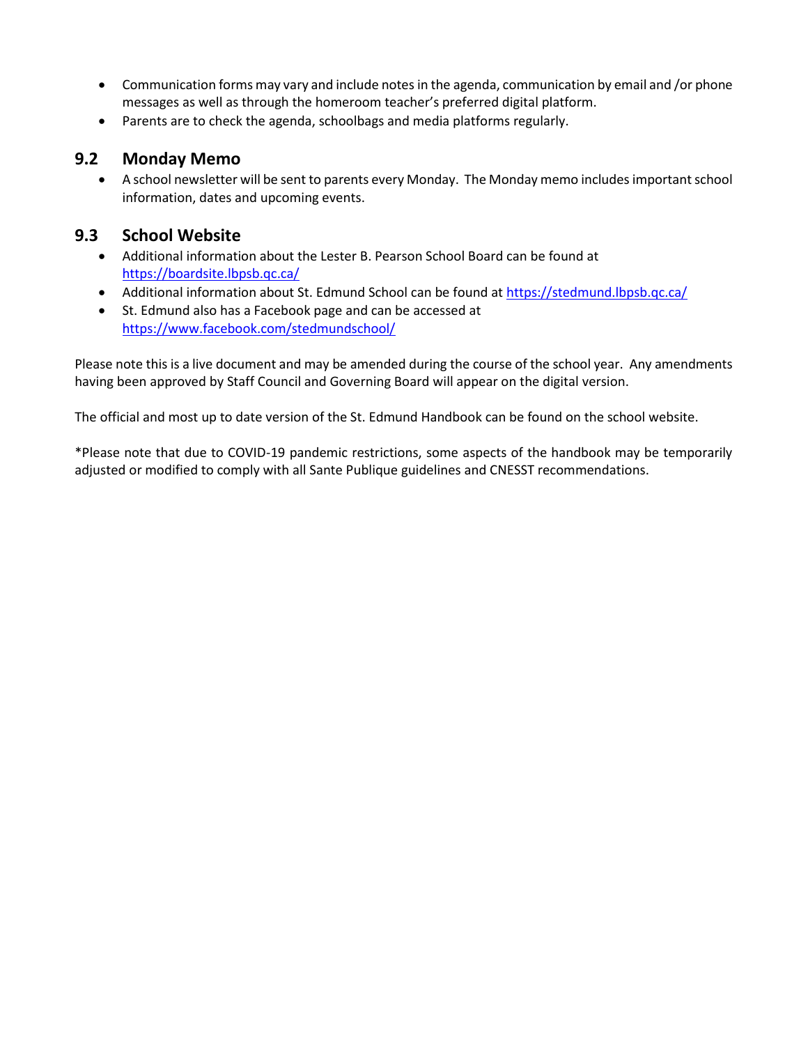- Communication forms may vary and include notes in the agenda, communication by email and /or phone messages as well as through the homeroom teacher's preferred digital platform.
- Parents are to check the agenda, schoolbags and media platforms regularly.

## 9.2 Monday Memo

- A school newsletter will be sent to parents every Monday. The Monday memo includes important school information, dates and upcoming events.

## 9.3 School Website

- Additional information about the Lester B. Pearson School Board can be found at https://boardsite.lbpsb.qc.ca/
- Additional information about St. Edmund School can be found at https://stedmund.lbpsb.qc.ca/
- St. Edmund also has a Facebook page and can be accessed at https://www.facebook.com/stedmundschool/

Please note this is a live document and may be amended during the course of the school year. Any amendments having been approved by Staff Council and Governing Board will appear on the digital version.

The official and most up to date version of the St. Edmund Handbook can be found on the school website.

*Please note that due to COVID-19 pandemic restrictions, some aspects of the handbook may be temporarily adjusted or modified to comply with all Sante Publique guidelines and CNESST recommendations.